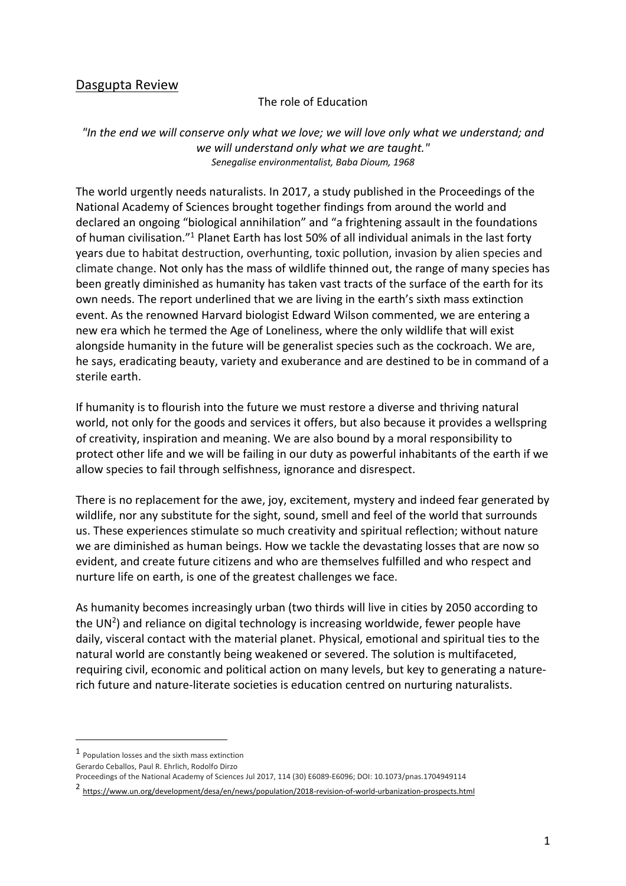## Dasgupta Review

The role of Education

*"In the end we will conserve only what we love; we will love only what we understand; and we will understand only what we are taught."*
*Senegalise environmentalist, Baba Dioum, 1968*

The world urgently needs naturalists. In 2017, a study published in the Proceedings of the National Academy of Sciences brought together findings from around the world and declared an ongoing "biological annihilation" and "a frightening assault in the foundations of human civilisation."[1] Planet Earth has lost 50% of all individual animals in the last forty years due to habitat destruction, overhunting, toxic pollution, invasion by alien species and climate change. Not only has the mass of wildlife thinned out, the range of many species has been greatly diminished as humanity has taken vast tracts of the surface of the earth for its own needs. The report underlined that we are living in the earth's sixth mass extinction event. As the renowned Harvard biologist Edward Wilson commented, we are entering a new era which he termed the Age of Loneliness, where the only wildlife that will exist alongside humanity in the future will be generalist species such as the cockroach. We are, he says, eradicating beauty, variety and exuberance and are destined to be in command of a sterile earth.

If humanity is to flourish into the future we must restore a diverse and thriving natural world, not only for the goods and services it offers, but also because it provides a wellspring of creativity, inspiration and meaning. We are also bound by a moral responsibility to protect other life and we will be failing in our duty as powerful inhabitants of the earth if we allow species to fail through selfishness, ignorance and disrespect.

There is no replacement for the awe, joy, excitement, mystery and indeed fear generated by wildlife, nor any substitute for the sight, sound, smell and feel of the world that surrounds us. These experiences stimulate so much creativity and spiritual reflection; without nature we are diminished as human beings. How we tackle the devastating losses that are now so evident, and create future citizens and who are themselves fulfilled and who respect and nurture life on earth, is one of the greatest challenges we face.

As humanity becomes increasingly urban (two thirds will live in cities by 2050 according to the UN[2]) and reliance on digital technology is increasing worldwide, fewer people have daily, visceral contact with the material planet. Physical, emotional and spiritual ties to the natural world are constantly being weakened or severed. The solution is multifaceted, requiring civil, economic and political action on many levels, but key to generating a nature-rich future and nature-literate societies is education centred on nurturing naturalists.

---

[1] Population losses and the sixth mass extinction
Gerardo Ceballos, Paul R. Ehrlich, Rodolfo Dirzo
Proceedings of the National Academy of Sciences Jul 2017, 114 (30) E6089-E6096; DOI: 10.1073/pnas.1704949114

[2] https://www.un.org/development/desa/en/news/population/2018-revision-of-world-urbanization-prospects.html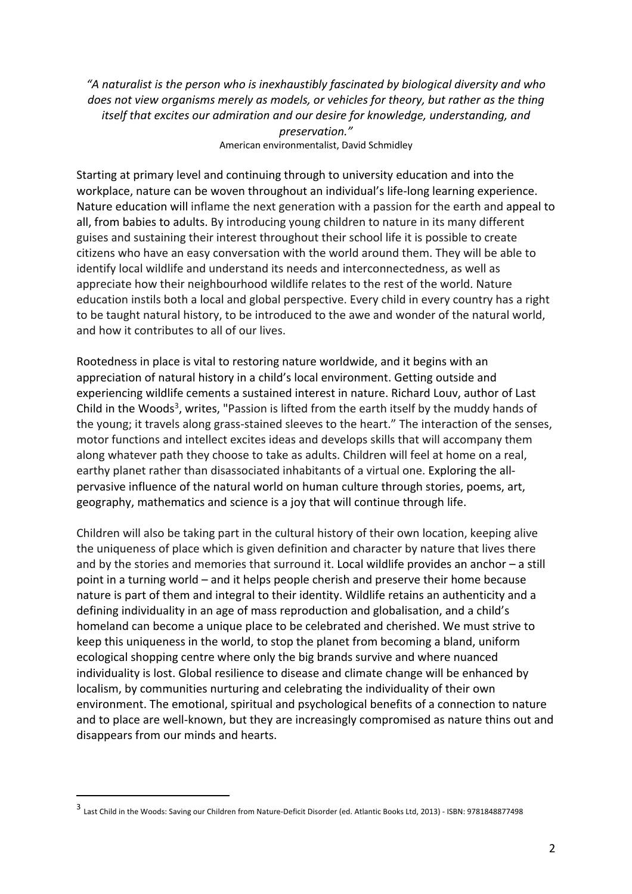*"A naturalist is the person who is inexhaustibly fascinated by biological diversity and who does not view organisms merely as models, or vehicles for theory, but rather as the thing itself that excites our admiration and our desire for knowledge, understanding, and preservation."*

American environmentalist, David Schmidley

Starting at primary level and continuing through to university education and into the workplace, nature can be woven throughout an individual's life-long learning experience. Nature education will inflame the next generation with a passion for the earth and appeal to all, from babies to adults. By introducing young children to nature in its many different guises and sustaining their interest throughout their school life it is possible to create citizens who have an easy conversation with the world around them. They will be able to identify local wildlife and understand its needs and interconnectedness, as well as appreciate how their neighbourhood wildlife relates to the rest of the world. Nature education instils both a local and global perspective. Every child in every country has a right to be taught natural history, to be introduced to the awe and wonder of the natural world, and how it contributes to all of our lives.

Rootedness in place is vital to restoring nature worldwide, and it begins with an appreciation of natural history in a child's local environment. Getting outside and experiencing wildlife cements a sustained interest in nature. Richard Louv, author of Last Child in the Woods[3], writes, "Passion is lifted from the earth itself by the muddy hands of the young; it travels along grass-stained sleeves to the heart." The interaction of the senses, motor functions and intellect excites ideas and develops skills that will accompany them along whatever path they choose to take as adults. Children will feel at home on a real, earthy planet rather than disassociated inhabitants of a virtual one. Exploring the all-pervasive influence of the natural world on human culture through stories, poems, art, geography, mathematics and science is a joy that will continue through life.

Children will also be taking part in the cultural history of their own location, keeping alive the uniqueness of place which is given definition and character by nature that lives there and by the stories and memories that surround it. Local wildlife provides an anchor – a still point in a turning world – and it helps people cherish and preserve their home because nature is part of them and integral to their identity. Wildlife retains an authenticity and a defining individuality in an age of mass reproduction and globalisation, and a child's homeland can become a unique place to be celebrated and cherished. We must strive to keep this uniqueness in the world, to stop the planet from becoming a bland, uniform ecological shopping centre where only the big brands survive and where nuanced individuality is lost. Global resilience to disease and climate change will be enhanced by localism, by communities nurturing and celebrating the individuality of their own environment. The emotional, spiritual and psychological benefits of a connection to nature and to place are well-known, but they are increasingly compromised as nature thins out and disappears from our minds and hearts.

---

[3] Last Child in the Woods: Saving our Children from Nature-Deficit Disorder (ed. Atlantic Books Ltd, 2013) - ISBN: 9781848877498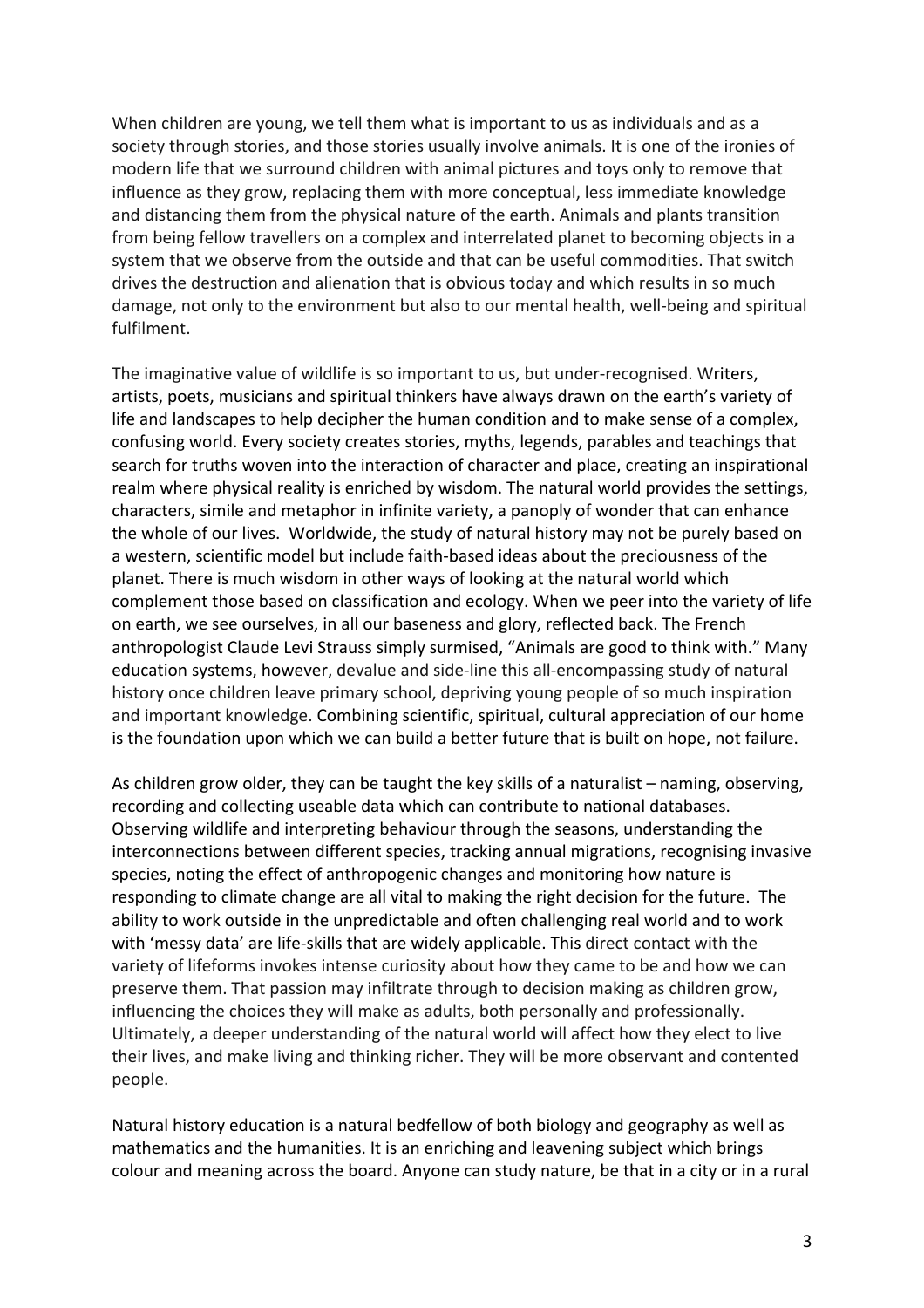When children are young, we tell them what is important to us as individuals and as a society through stories, and those stories usually involve animals. It is one of the ironies of modern life that we surround children with animal pictures and toys only to remove that influence as they grow, replacing them with more conceptual, less immediate knowledge and distancing them from the physical nature of the earth. Animals and plants transition from being fellow travellers on a complex and interrelated planet to becoming objects in a system that we observe from the outside and that can be useful commodities. That switch drives the destruction and alienation that is obvious today and which results in so much damage, not only to the environment but also to our mental health, well-being and spiritual fulfilment.

The imaginative value of wildlife is so important to us, but under-recognised. Writers, artists, poets, musicians and spiritual thinkers have always drawn on the earth's variety of life and landscapes to help decipher the human condition and to make sense of a complex, confusing world. Every society creates stories, myths, legends, parables and teachings that search for truths woven into the interaction of character and place, creating an inspirational realm where physical reality is enriched by wisdom. The natural world provides the settings, characters, simile and metaphor in infinite variety, a panoply of wonder that can enhance the whole of our lives. Worldwide, the study of natural history may not be purely based on a western, scientific model but include faith-based ideas about the preciousness of the planet. There is much wisdom in other ways of looking at the natural world which complement those based on classification and ecology. When we peer into the variety of life on earth, we see ourselves, in all our baseness and glory, reflected back. The French anthropologist Claude Levi Strauss simply surmised, "Animals are good to think with." Many education systems, however, devalue and side-line this all-encompassing study of natural history once children leave primary school, depriving young people of so much inspiration and important knowledge. Combining scientific, spiritual, cultural appreciation of our home is the foundation upon which we can build a better future that is built on hope, not failure.

As children grow older, they can be taught the key skills of a naturalist – naming, observing, recording and collecting useable data which can contribute to national databases. Observing wildlife and interpreting behaviour through the seasons, understanding the interconnections between different species, tracking annual migrations, recognising invasive species, noting the effect of anthropogenic changes and monitoring how nature is responding to climate change are all vital to making the right decision for the future. The ability to work outside in the unpredictable and often challenging real world and to work with 'messy data' are life-skills that are widely applicable. This direct contact with the variety of lifeforms invokes intense curiosity about how they came to be and how we can preserve them. That passion may infiltrate through to decision making as children grow, influencing the choices they will make as adults, both personally and professionally. Ultimately, a deeper understanding of the natural world will affect how they elect to live their lives, and make living and thinking richer. They will be more observant and contented people.

Natural history education is a natural bedfellow of both biology and geography as well as mathematics and the humanities. It is an enriching and leavening subject which brings colour and meaning across the board. Anyone can study nature, be that in a city or in a rural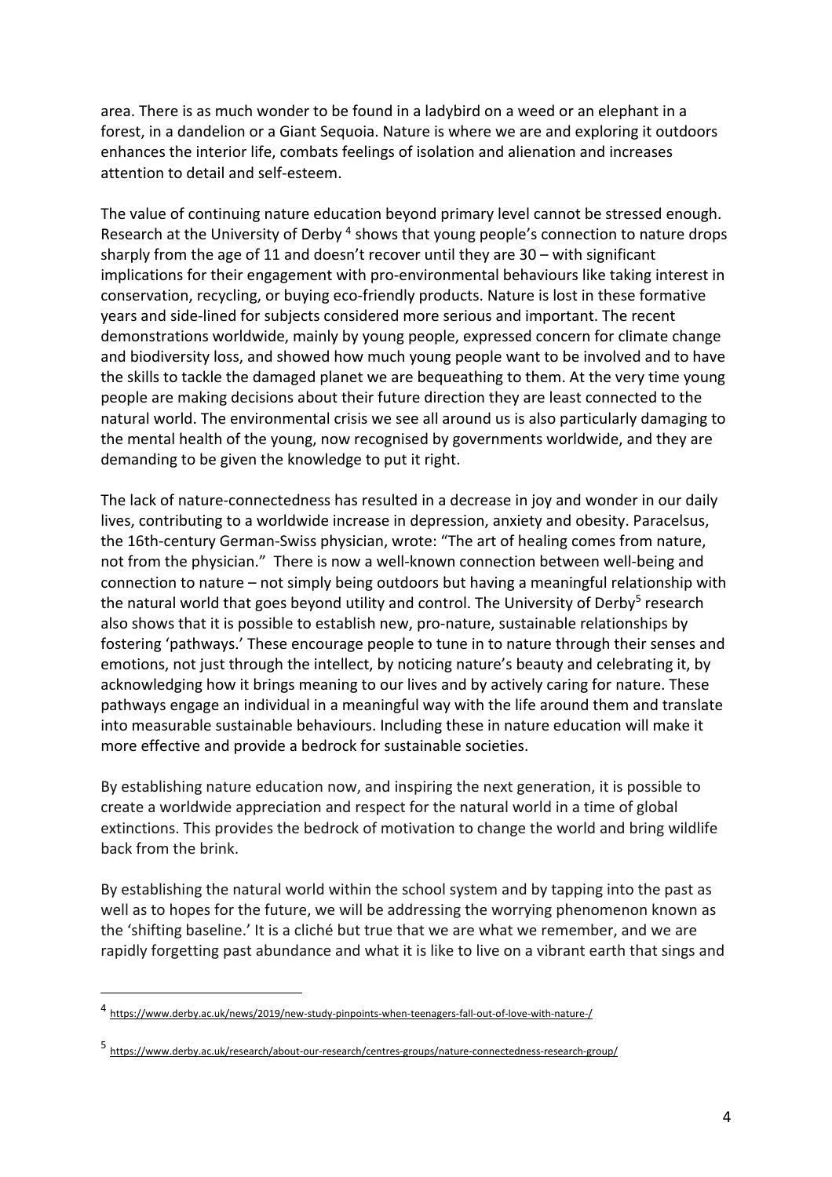area. There is as much wonder to be found in a ladybird on a weed or an elephant in a forest, in a dandelion or a Giant Sequoia. Nature is where we are and exploring it outdoors enhances the interior life, combats feelings of isolation and alienation and increases attention to detail and self-esteem.

The value of continuing nature education beyond primary level cannot be stressed enough. Research at the University of Derby [4] shows that young people's connection to nature drops sharply from the age of 11 and doesn't recover until they are 30 – with significant implications for their engagement with pro-environmental behaviours like taking interest in conservation, recycling, or buying eco-friendly products. Nature is lost in these formative years and side-lined for subjects considered more serious and important. The recent demonstrations worldwide, mainly by young people, expressed concern for climate change and biodiversity loss, and showed how much young people want to be involved and to have the skills to tackle the damaged planet we are bequeathing to them. At the very time young people are making decisions about their future direction they are least connected to the natural world. The environmental crisis we see all around us is also particularly damaging to the mental health of the young, now recognised by governments worldwide, and they are demanding to be given the knowledge to put it right.

The lack of nature-connectedness has resulted in a decrease in joy and wonder in our daily lives, contributing to a worldwide increase in depression, anxiety and obesity. Paracelsus, the 16th-century German-Swiss physician, wrote: "The art of healing comes from nature, not from the physician." There is now a well-known connection between well-being and connection to nature – not simply being outdoors but having a meaningful relationship with the natural world that goes beyond utility and control. The University of Derby[5] research also shows that it is possible to establish new, pro-nature, sustainable relationships by fostering 'pathways.' These encourage people to tune in to nature through their senses and emotions, not just through the intellect, by noticing nature's beauty and celebrating it, by acknowledging how it brings meaning to our lives and by actively caring for nature. These pathways engage an individual in a meaningful way with the life around them and translate into measurable sustainable behaviours. Including these in nature education will make it more effective and provide a bedrock for sustainable societies.

By establishing nature education now, and inspiring the next generation, it is possible to create a worldwide appreciation and respect for the natural world in a time of global extinctions. This provides the bedrock of motivation to change the world and bring wildlife back from the brink.

By establishing the natural world within the school system and by tapping into the past as well as to hopes for the future, we will be addressing the worrying phenomenon known as the 'shifting baseline.' It is a cliché but true that we are what we remember, and we are rapidly forgetting past abundance and what it is like to live on a vibrant earth that sings and

---

[4] https://www.derby.ac.uk/news/2019/new-study-pinpoints-when-teenagers-fall-out-of-love-with-nature-/

[5] https://www.derby.ac.uk/research/about-our-research/centres-groups/nature-connectedness-research-group/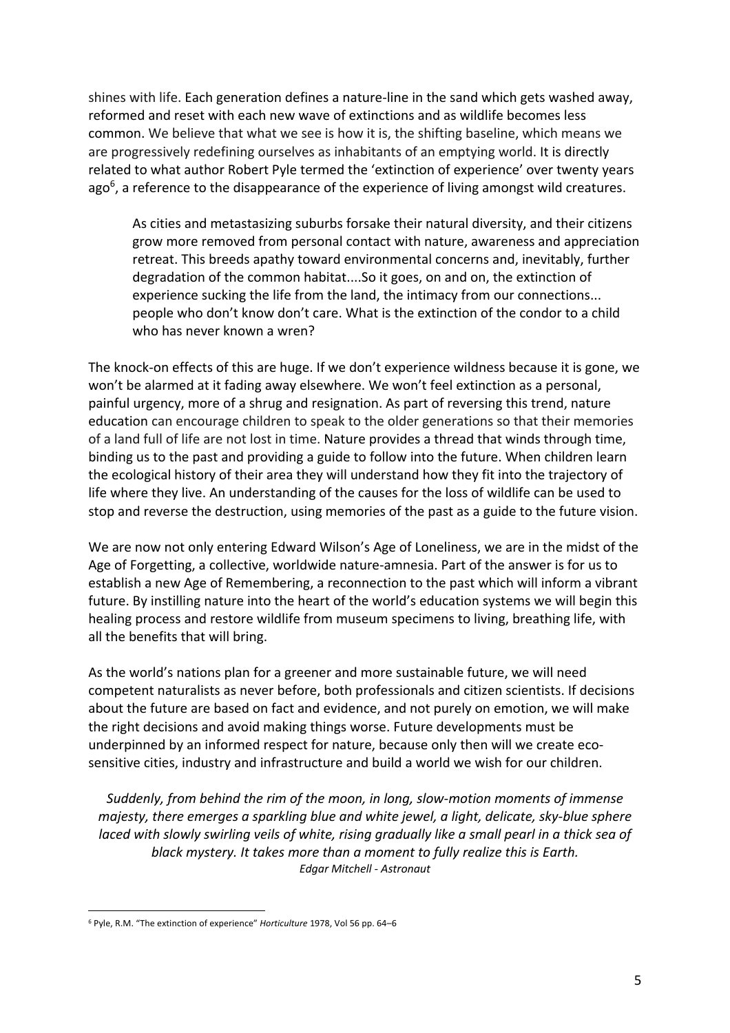shines with life. Each generation defines a nature-line in the sand which gets washed away, reformed and reset with each new wave of extinctions and as wildlife becomes less common. We believe that what we see is how it is, the shifting baseline, which means we are progressively redefining ourselves as inhabitants of an emptying world. It is directly related to what author Robert Pyle termed the 'extinction of experience' over twenty years ago[6], a reference to the disappearance of the experience of living amongst wild creatures.

> As cities and metastasizing suburbs forsake their natural diversity, and their citizens grow more removed from personal contact with nature, awareness and appreciation retreat. This breeds apathy toward environmental concerns and, inevitably, further degradation of the common habitat....So it goes, on and on, the extinction of experience sucking the life from the land, the intimacy from our connections... people who don't know don't care. What is the extinction of the condor to a child who has never known a wren?

The knock-on effects of this are huge. If we don't experience wildness because it is gone, we won't be alarmed at it fading away elsewhere. We won't feel extinction as a personal, painful urgency, more of a shrug and resignation. As part of reversing this trend, nature education can encourage children to speak to the older generations so that their memories of a land full of life are not lost in time. Nature provides a thread that winds through time, binding us to the past and providing a guide to follow into the future. When children learn the ecological history of their area they will understand how they fit into the trajectory of life where they live. An understanding of the causes for the loss of wildlife can be used to stop and reverse the destruction, using memories of the past as a guide to the future vision.

We are now not only entering Edward Wilson's Age of Loneliness, we are in the midst of the Age of Forgetting, a collective, worldwide nature-amnesia. Part of the answer is for us to establish a new Age of Remembering, a reconnection to the past which will inform a vibrant future. By instilling nature into the heart of the world's education systems we will begin this healing process and restore wildlife from museum specimens to living, breathing life, with all the benefits that will bring.

As the world's nations plan for a greener and more sustainable future, we will need competent naturalists as never before, both professionals and citizen scientists. If decisions about the future are based on fact and evidence, and not purely on emotion, we will make the right decisions and avoid making things worse. Future developments must be underpinned by an informed respect for nature, because only then will we create eco-sensitive cities, industry and infrastructure and build a world we wish for our children.

*Suddenly, from behind the rim of the moon, in long, slow-motion moments of immense majesty, there emerges a sparkling blue and white jewel, a light, delicate, sky-blue sphere laced with slowly swirling veils of white, rising gradually like a small pearl in a thick sea of black mystery. It takes more than a moment to fully realize this is Earth.*
*Edgar Mitchell - Astronaut*

---

[6] Pyle, R.M. "The extinction of experience" *Horticulture* 1978, Vol 56 pp. 64–6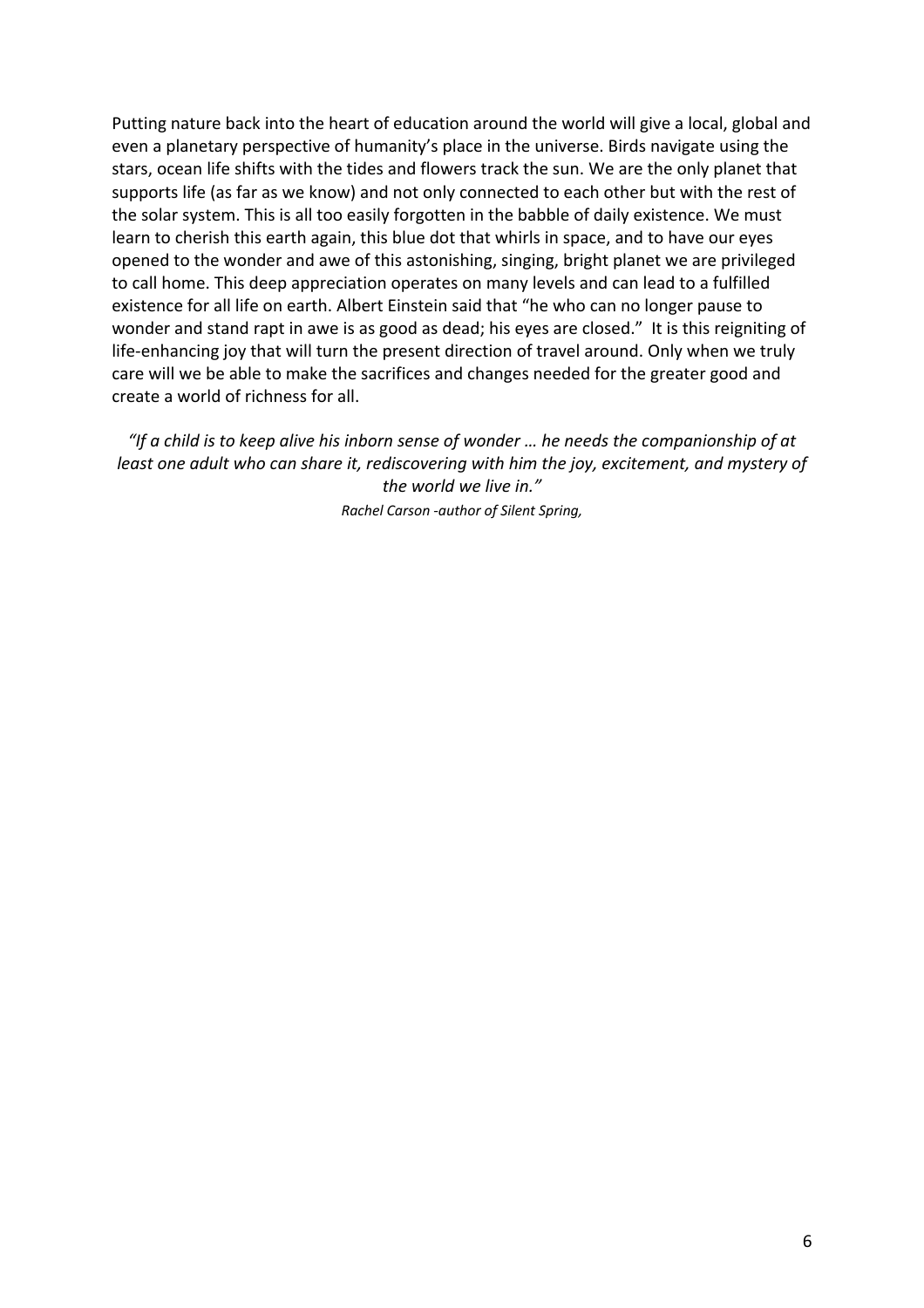Putting nature back into the heart of education around the world will give a local, global and even a planetary perspective of humanity's place in the universe. Birds navigate using the stars, ocean life shifts with the tides and flowers track the sun. We are the only planet that supports life (as far as we know) and not only connected to each other but with the rest of the solar system. This is all too easily forgotten in the babble of daily existence. We must learn to cherish this earth again, this blue dot that whirls in space, and to have our eyes opened to the wonder and awe of this astonishing, singing, bright planet we are privileged to call home. This deep appreciation operates on many levels and can lead to a fulfilled existence for all life on earth. Albert Einstein said that "he who can no longer pause to wonder and stand rapt in awe is as good as dead; his eyes are closed." It is this reigniting of life-enhancing joy that will turn the present direction of travel around. Only when we truly care will we be able to make the sacrifices and changes needed for the greater good and create a world of richness for all.

*"If a child is to keep alive his inborn sense of wonder … he needs the companionship of at least one adult who can share it, rediscovering with him the joy, excitement, and mystery of the world we live in."*

*Rachel Carson -author of Silent Spring,*